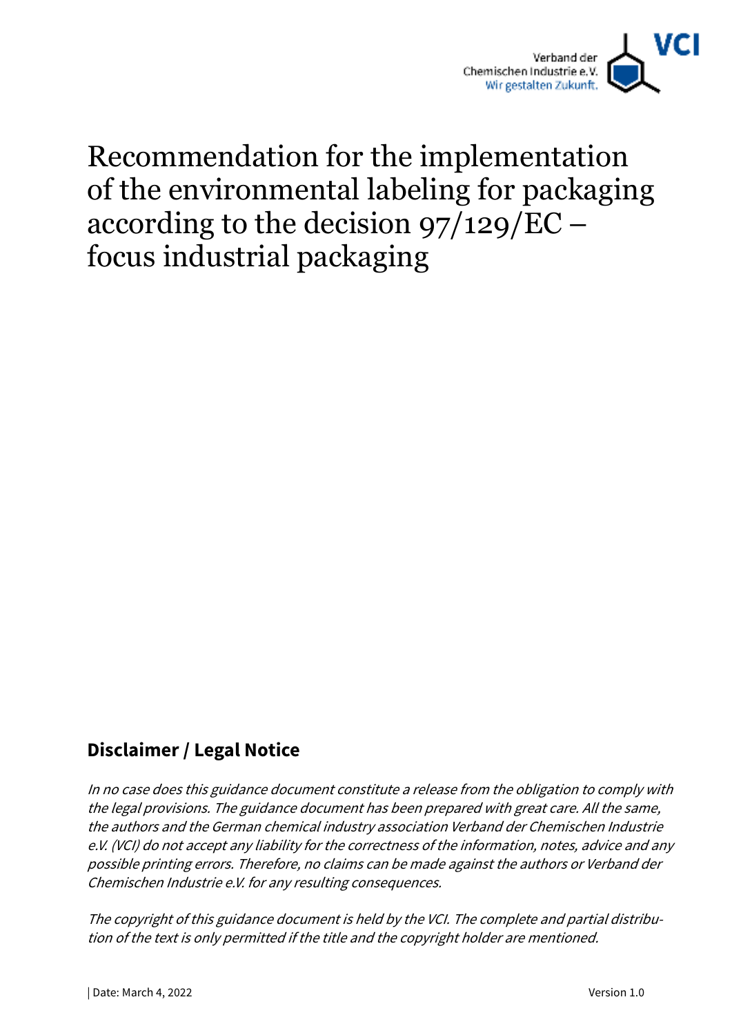Verband der Chemischen Industrie e.V.
Wir gestalten Zukunft.

VCI

# Recommendation for the implementation of the environmental labeling for packaging according to the decision 97/129/EC – focus industrial packaging

## Disclaimer / Legal Notice

*In no case does this guidance document constitute a release from the obligation to comply with the legal provisions. The guidance document has been prepared with great care. All the same, the authors and the German chemical industry association Verband der Chemischen Industrie e.V. (VCI) do not accept any liability for the correctness of the information, notes, advice and any possible printing errors. Therefore, no claims can be made against the authors or Verband der Chemischen Industrie e.V. for any resulting consequences.*

*The copyright of this guidance document is held by the VCI. The complete and partial distribution of the text is only permitted if the title and the copyright holder are mentioned.*

| Date: March 4, 2022

Version 1.0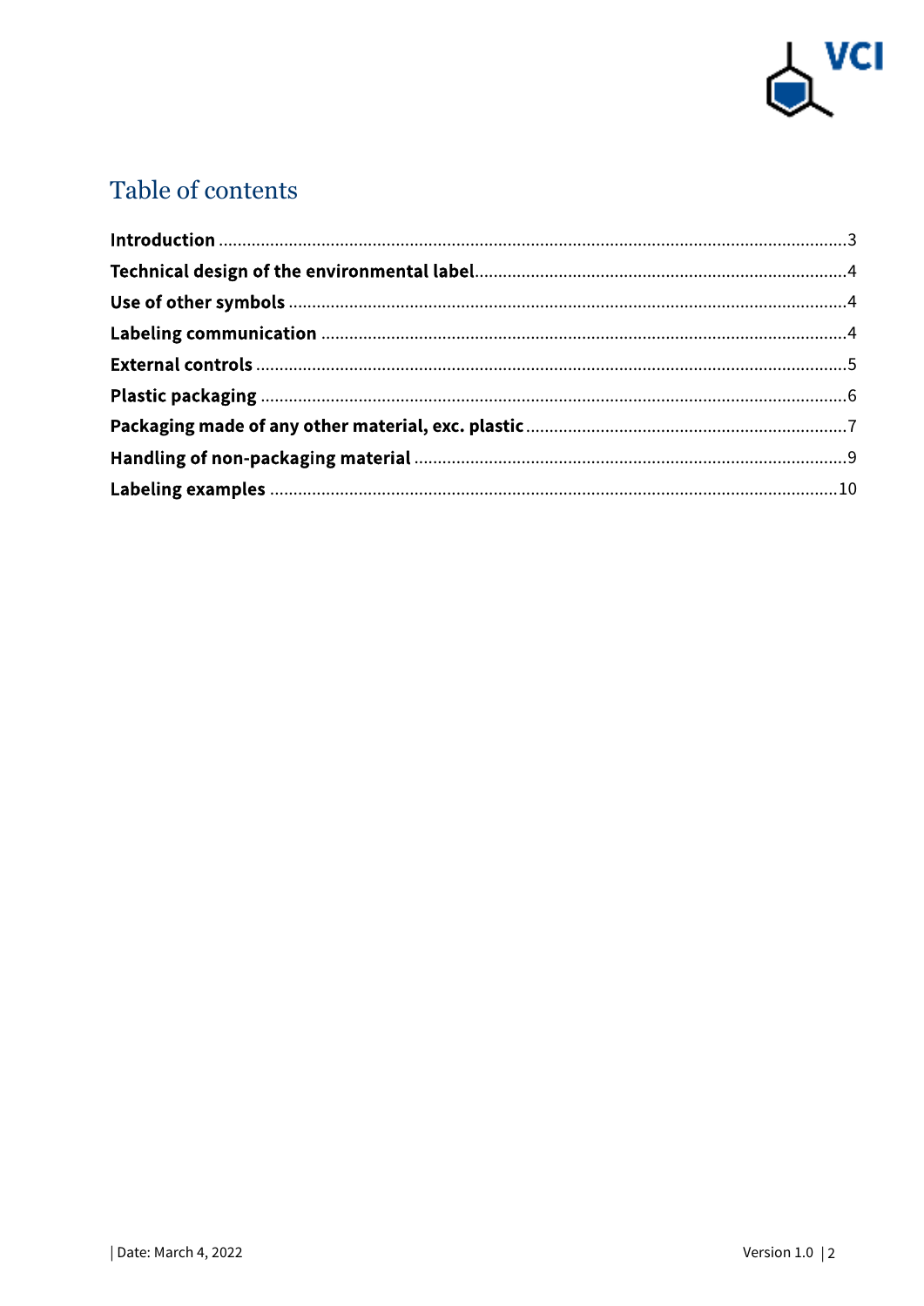# Table of contents

| | |
|---|---|
| **Introduction** | 3 |
| **Technical design of the environmental label** | 4 |
| **Use of other symbols** | 4 |
| **Labeling communication** | 4 |
| **External controls** | 5 |
| **Plastic packaging** | 6 |
| **Packaging made of any other material, exc. plastic** | 7 |
| **Handling of non-packaging material** | 9 |
| **Labeling examples** | 10 |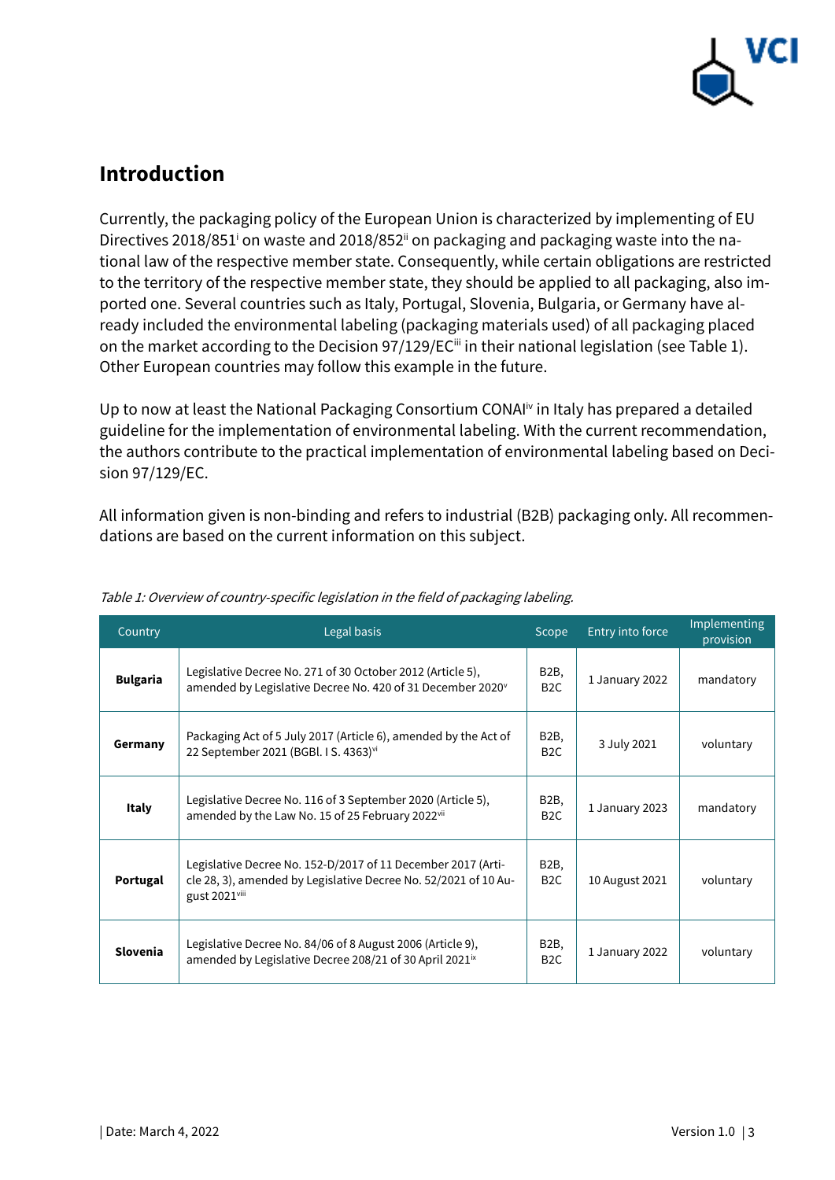## Introduction

Currently, the packaging policy of the European Union is characterized by implementing of EU Directives 2018/851[i] on waste and 2018/852[ii] on packaging and packaging waste into the national law of the respective member state. Consequently, while certain obligations are restricted to the territory of the respective member state, they should be applied to all packaging, also imported one. Several countries such as Italy, Portugal, Slovenia, Bulgaria, or Germany have already included the environmental labeling (packaging materials used) of all packaging placed on the market according to the Decision 97/129/EC[iii] in their national legislation (see Table 1). Other European countries may follow this example in the future.

Up to now at least the National Packaging Consortium CONAI[iv] in Italy has prepared a detailed guideline for the implementation of environmental labeling. With the current recommendation, the authors contribute to the practical implementation of environmental labeling based on Decision 97/129/EC.

All information given is non-binding and refers to industrial (B2B) packaging only. All recommendations are based on the current information on this subject.

*Table 1: Overview of country-specific legislation in the field of packaging labeling.*

| Country | Legal basis | Scope | Entry into force | Implementing provision |
|---|---|---|---|---|
| **Bulgaria** | Legislative Decree No. 271 of 30 October 2012 (Article 5), amended by Legislative Decree No. 420 of 31 December 2020[v] | B2B, B2C | 1 January 2022 | mandatory |
| **Germany** | Packaging Act of 5 July 2017 (Article 6), amended by the Act of 22 September 2021 (BGBl. I S. 4363)[vi] | B2B, B2C | 3 July 2021 | voluntary |
| **Italy** | Legislative Decree No. 116 of 3 September 2020 (Article 5), amended by the Law No. 15 of 25 February 2022[vii] | B2B, B2C | 1 January 2023 | mandatory |
| **Portugal** | Legislative Decree No. 152-D/2017 of 11 December 2017 (Article 28, 3), amended by Legislative Decree No. 52/2021 of 10 August 2021[viii] | B2B, B2C | 10 August 2021 | voluntary |
| **Slovenia** | Legislative Decree No. 84/06 of 8 August 2006 (Article 9), amended by Legislative Decree 208/21 of 30 April 2021[ix] | B2B, B2C | 1 January 2022 | voluntary |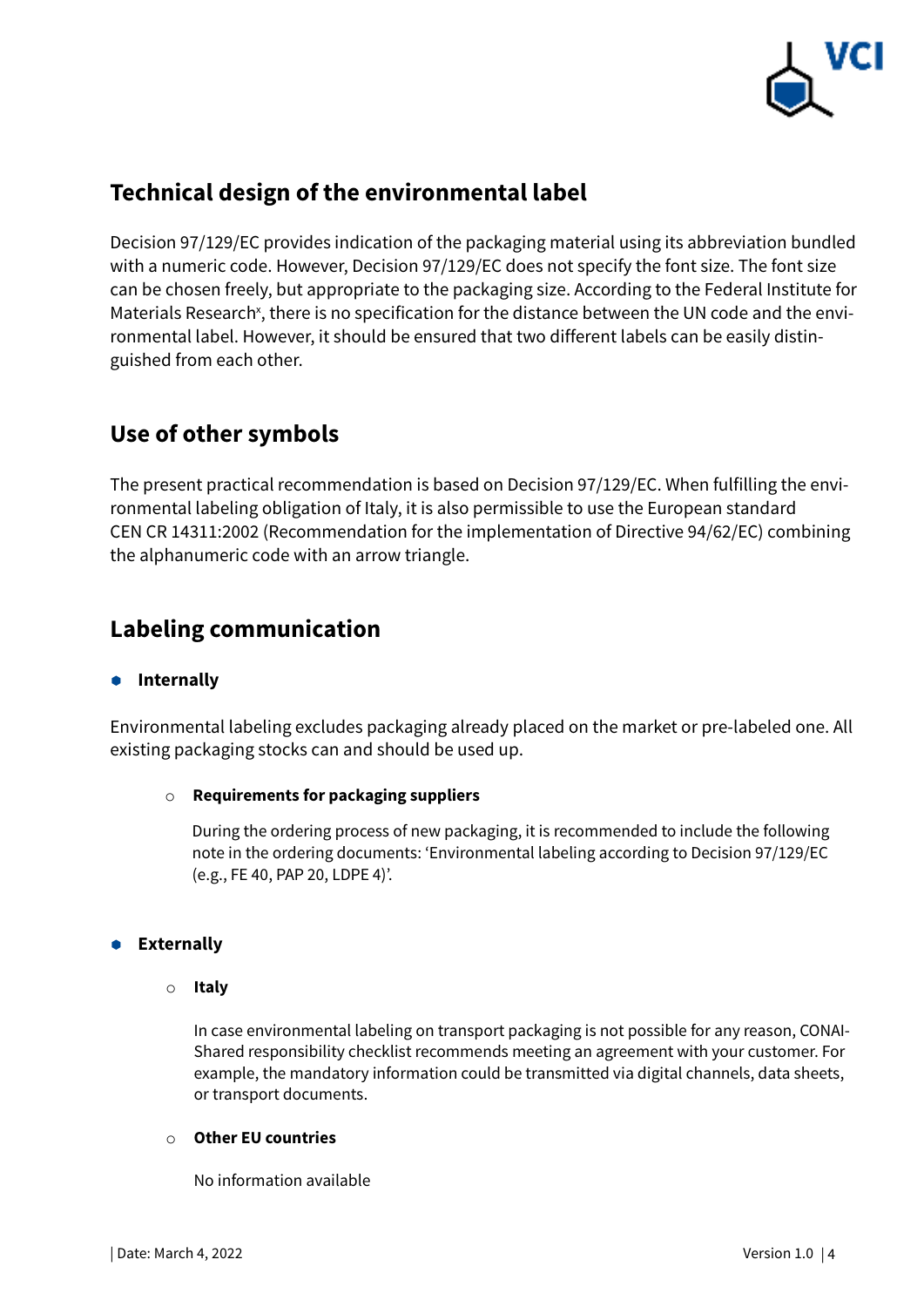## Technical design of the environmental label

Decision 97/129/EC provides indication of the packaging material using its abbreviation bundled with a numeric code. However, Decision 97/129/EC does not specify the font size. The font size can be chosen freely, but appropriate to the packaging size. According to the Federal Institute for Materials Research[x], there is no specification for the distance between the UN code and the environmental label. However, it should be ensured that two different labels can be easily distinguished from each other.

## Use of other symbols

The present practical recommendation is based on Decision 97/129/EC. When fulfilling the environmental labeling obligation of Italy, it is also permissible to use the European standard CEN CR 14311:2002 (Recommendation for the implementation of Directive 94/62/EC) combining the alphanumeric code with an arrow triangle.

## Labeling communication

- **Internally**

Environmental labeling excludes packaging already placed on the market or pre-labeled one. All existing packaging stocks can and should be used up.

  - **Requirements for packaging suppliers**

    During the ordering process of new packaging, it is recommended to include the following note in the ordering documents: 'Environmental labeling according to Decision 97/129/EC (e.g., FE 40, PAP 20, LDPE 4)'.

- **Externally**

  - **Italy**

    In case environmental labeling on transport packaging is not possible for any reason, CONAI-Shared responsibility checklist recommends meeting an agreement with your customer. For example, the mandatory information could be transmitted via digital channels, data sheets, or transport documents.

  - **Other EU countries**

    No information available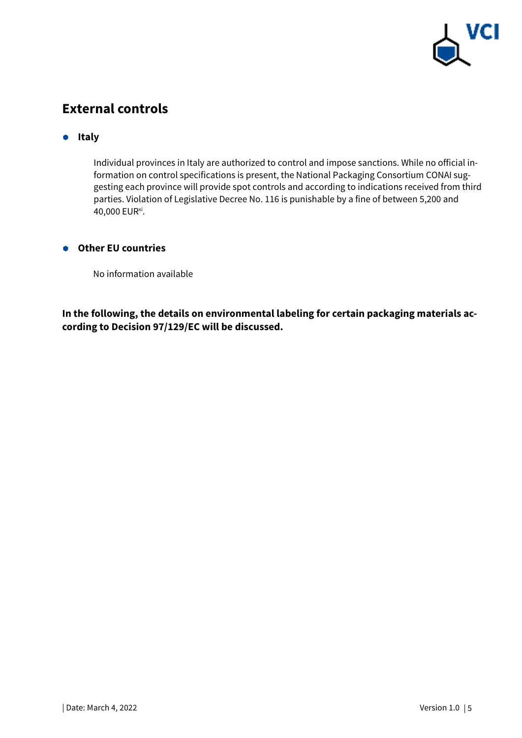## External controls

- **Italy**

  Individual provinces in Italy are authorized to control and impose sanctions. While no official information on control specifications is present, the National Packaging Consortium CONAI suggesting each province will provide spot controls and according to indications received from third parties. Violation of Legislative Decree No. 116 is punishable by a fine of between 5,200 and 40,000 EUR[xi].

- **Other EU countries**

  No information available

**In the following, the details on environmental labeling for certain packaging materials according to Decision 97/129/EC will be discussed.**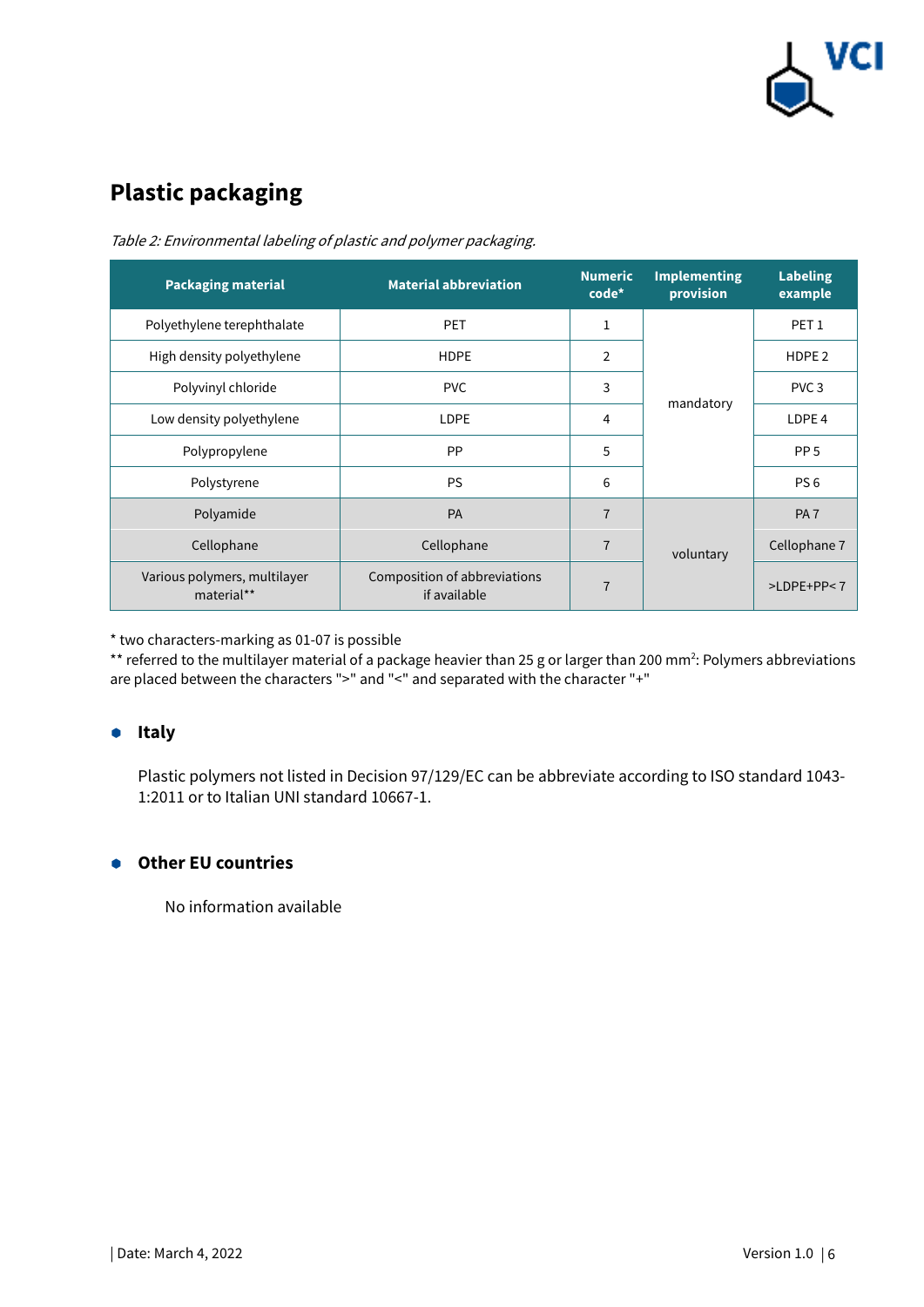## Plastic packaging

*Table 2: Environmental labeling of plastic and polymer packaging.*

| Packaging material | Material abbreviation | Numeric code* | Implementing provision | Labeling example |
|---|---|---|---|---|
| Polyethylene terephthalate | PET | 1 | mandatory | PET 1 |
| High density polyethylene | HDPE | 2 | | HDPE 2 |
| Polyvinyl chloride | PVC | 3 | | PVC 3 |
| Low density polyethylene | LDPE | 4 | | LDPE 4 |
| Polypropylene | PP | 5 | | PP 5 |
| Polystyrene | PS | 6 | | PS 6 |
| Polyamide | PA | 7 | voluntary | PA 7 |
| Cellophane | Cellophane | 7 | | Cellophane 7 |
| Various polymers, multilayer material** | Composition of abbreviations if available | 7 | | >LDPE+PP< 7 |

\* two characters-marking as 01-07 is possible
\*\* referred to the multilayer material of a package heavier than 25 g or larger than 200 mm$^2$: Polymers abbreviations are placed between the characters ">" and "<" and separated with the character "+"

- **Italy**

  Plastic polymers not listed in Decision 97/129/EC can be abbreviate according to ISO standard 1043-1:2011 or to Italian UNI standard 10667-1.

- **Other EU countries**

  No information available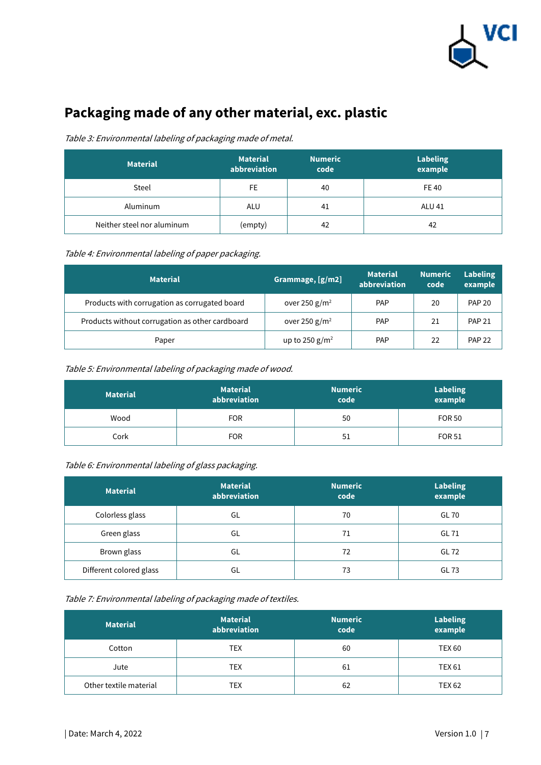# Packaging made of any other material, exc. plastic

*Table 3: Environmental labeling of packaging made of metal.*

| Material | Material abbreviation | Numeric code | Labeling example |
|---|---|---|---|
| Steel | FE | 40 | FE 40 |
| Aluminum | ALU | 41 | ALU 41 |
| Neither steel nor aluminum | (empty) | 42 | 42 |

*Table 4: Environmental labeling of paper packaging.*

| Material | Grammage, [g/m2] | Material abbreviation | Numeric code | Labeling example |
|---|---|---|---|---|
| Products with corrugation as corrugated board | over 250 g/m$^2$ | PAP | 20 | PAP 20 |
| Products without corrugation as other cardboard | over 250 g/m$^2$ | PAP | 21 | PAP 21 |
| Paper | up to 250 g/m$^2$ | PAP | 22 | PAP 22 |

*Table 5: Environmental labeling of packaging made of wood.*

| Material | Material abbreviation | Numeric code | Labeling example |
|---|---|---|---|
| Wood | FOR | 50 | FOR 50 |
| Cork | FOR | 51 | FOR 51 |

*Table 6: Environmental labeling of glass packaging.*

| Material | Material abbreviation | Numeric code | Labeling example |
|---|---|---|---|
| Colorless glass | GL | 70 | GL 70 |
| Green glass | GL | 71 | GL 71 |
| Brown glass | GL | 72 | GL 72 |
| Different colored glass | GL | 73 | GL 73 |

*Table 7: Environmental labeling of packaging made of textiles.*

| Material | Material abbreviation | Numeric code | Labeling example |
|---|---|---|---|
| Cotton | TEX | 60 | TEX 60 |
| Jute | TEX | 61 | TEX 61 |
| Other textile material | TEX | 62 | TEX 62 |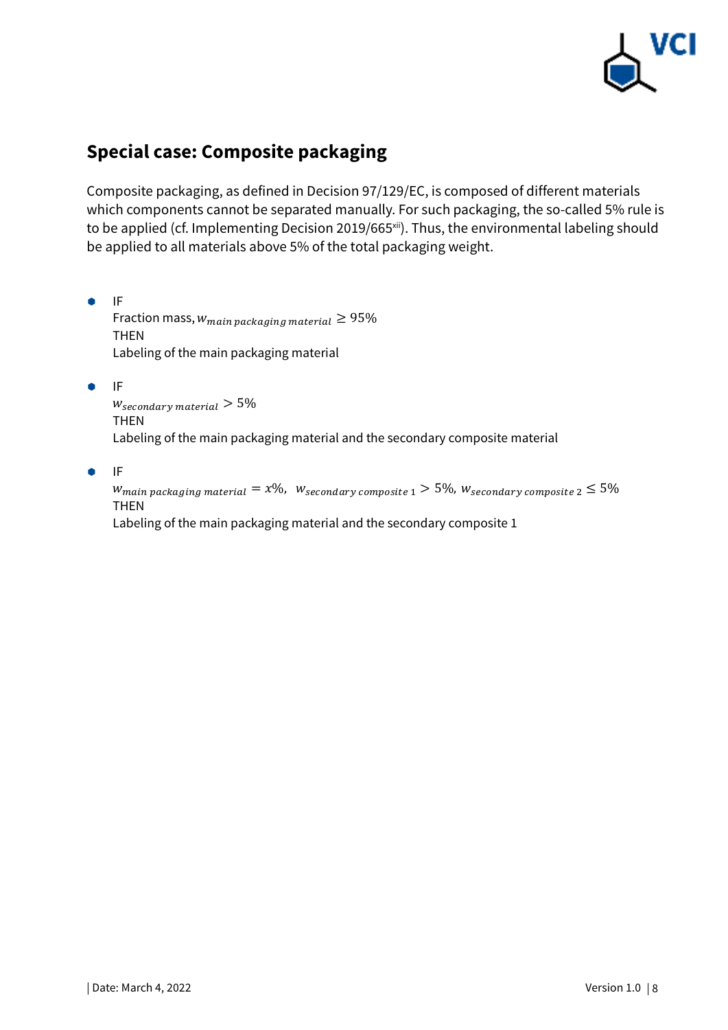## Special case: Composite packaging

Composite packaging, as defined in Decision 97/129/EC, is composed of different materials which components cannot be separated manually. For such packaging, the so-called 5% rule is to be applied (cf. Implementing Decision 2019/665[xii]). Thus, the environmental labeling should be applied to all materials above 5% of the total packaging weight.

- IF
  Fraction mass, $w_{main\ packaging\ material} \geq 95\%$
  THEN
  Labeling of the main packaging material

- IF
  $w_{secondary\ material} > 5\%$
  THEN
  Labeling of the main packaging material and the secondary composite material

- IF
  $w_{main\ packaging\ material} = x\%,\ \ w_{secondary\ composite\ 1} > 5\%,\ w_{secondary\ composite\ 2} \leq 5\%$
  THEN
  Labeling of the main packaging material and the secondary composite 1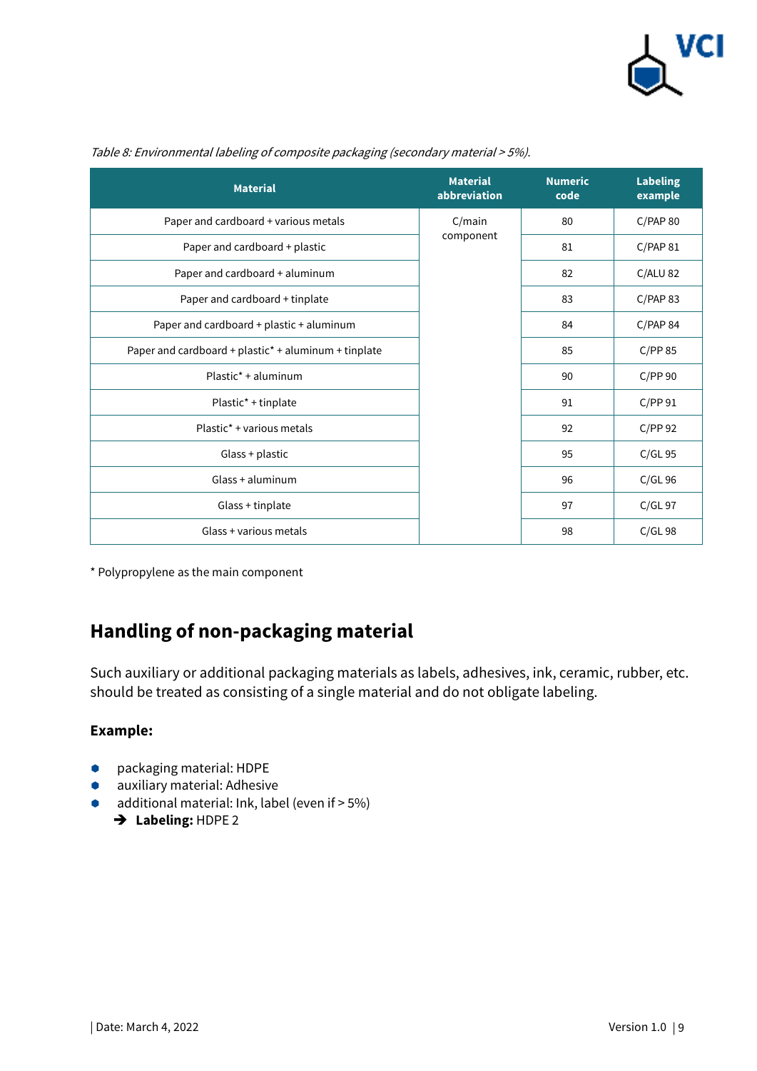*Table 8: Environmental labeling of composite packaging (secondary material > 5%).*

| Material | Material abbreviation | Numeric code | Labeling example |
|---|---|---|---|
| Paper and cardboard + various metals | C/main component | 80 | C/PAP 80 |
| Paper and cardboard + plastic | | 81 | C/PAP 81 |
| Paper and cardboard + aluminum | | 82 | C/ALU 82 |
| Paper and cardboard + tinplate | | 83 | C/PAP 83 |
| Paper and cardboard + plastic + aluminum | | 84 | C/PAP 84 |
| Paper and cardboard + plastic* + aluminum + tinplate | | 85 | C/PP 85 |
| Plastic* + aluminum | | 90 | C/PP 90 |
| Plastic* + tinplate | | 91 | C/PP 91 |
| Plastic* + various metals | | 92 | C/PP 92 |
| Glass + plastic | | 95 | C/GL 95 |
| Glass + aluminum | | 96 | C/GL 96 |
| Glass + tinplate | | 97 | C/GL 97 |
| Glass + various metals | | 98 | C/GL 98 |

* Polypropylene as the main component

## Handling of non-packaging material

Such auxiliary or additional packaging materials as labels, adhesives, ink, ceramic, rubber, etc. should be treated as consisting of a single material and do not obligate labeling.

**Example:**

- packaging material: HDPE
- auxiliary material: Adhesive
- additional material: Ink, label (even if > 5%)
  ➔ **Labeling:** HDPE 2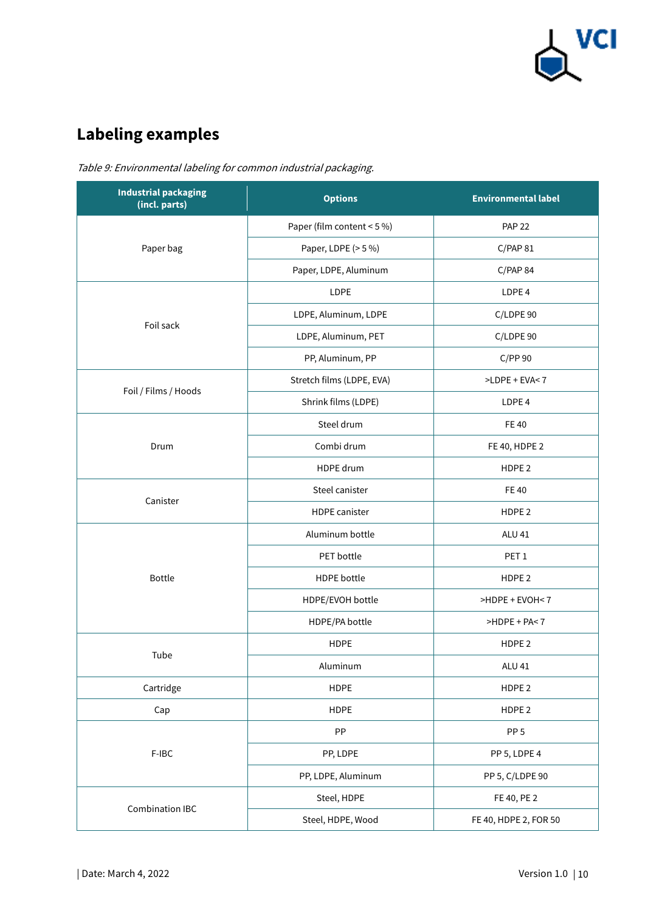## Labeling examples

*Table 9: Environmental labeling for common industrial packaging.*

| Industrial packaging (incl. parts) | Options | Environmental label |
|---|---|---|
| Paper bag | Paper (film content < 5 %) | PAP 22 |
| | Paper, LDPE (> 5 %) | C/PAP 81 |
| | Paper, LDPE, Aluminum | C/PAP 84 |
| Foil sack | LDPE | LDPE 4 |
| | LDPE, Aluminum, LDPE | C/LDPE 90 |
| | LDPE, Aluminum, PET | C/LDPE 90 |
| | PP, Aluminum, PP | C/PP 90 |
| Foil / Films / Hoods | Stretch films (LDPE, EVA) | >LDPE + EVA< 7 |
| | Shrink films (LDPE) | LDPE 4 |
| Drum | Steel drum | FE 40 |
| | Combi drum | FE 40, HDPE 2 |
| | HDPE drum | HDPE 2 |
| Canister | Steel canister | FE 40 |
| | HDPE canister | HDPE 2 |
| Bottle | Aluminum bottle | ALU 41 |
| | PET bottle | PET 1 |
| | HDPE bottle | HDPE 2 |
| | HDPE/EVOH bottle | >HDPE + EVOH< 7 |
| | HDPE/PA bottle | >HDPE + PA< 7 |
| Tube | HDPE | HDPE 2 |
| | Aluminum | ALU 41 |
| Cartridge | HDPE | HDPE 2 |
| Cap | HDPE | HDPE 2 |
| F-IBC | PP | PP 5 |
| | PP, LDPE | PP 5, LDPE 4 |
| | PP, LDPE, Aluminum | PP 5, C/LDPE 90 |
| Combination IBC | Steel, HDPE | FE 40, PE 2 |
| | Steel, HDPE, Wood | FE 40, HDPE 2, FOR 50 |

| Date: March 4, 2022 Version 1.0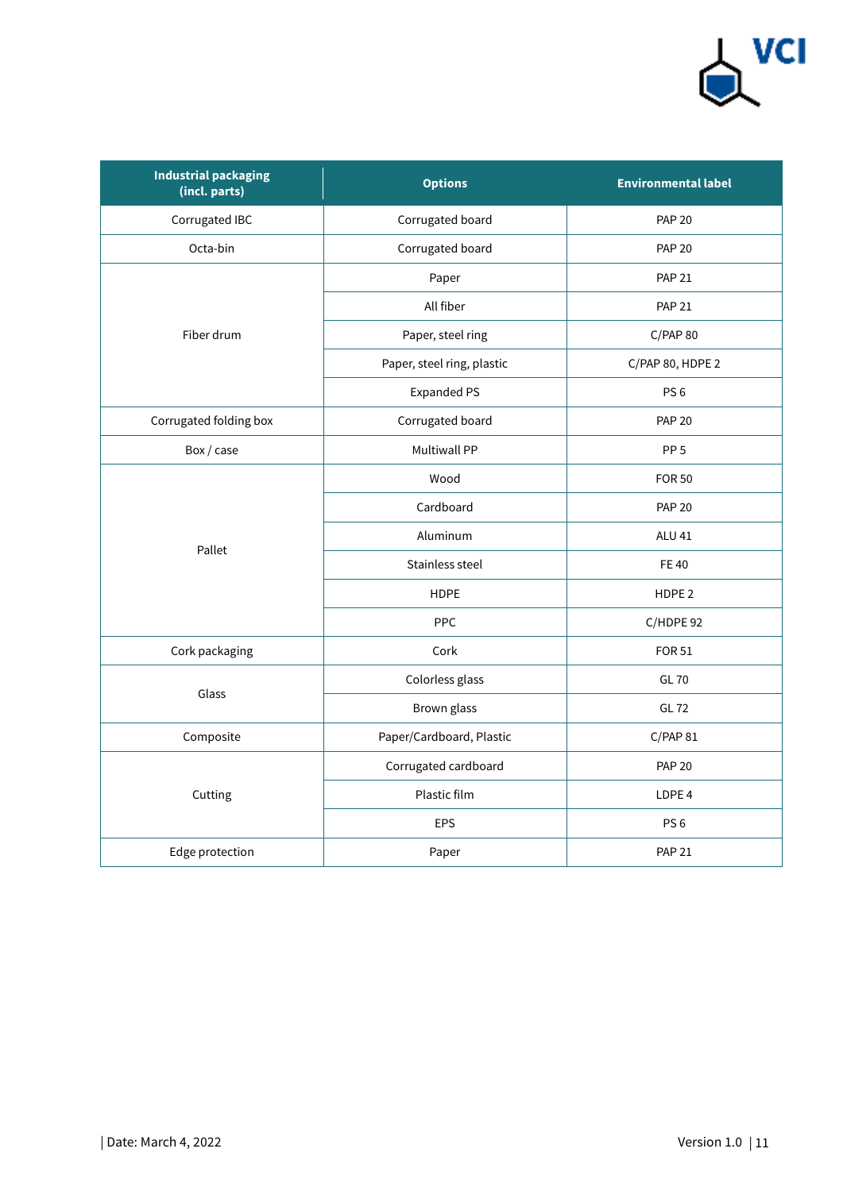| Industrial packaging (incl. parts) | Options | Environmental label |
|---|---|---|
| Corrugated IBC | Corrugated board | PAP 20 |
| Octa-bin | Corrugated board | PAP 20 |
| Fiber drum | Paper | PAP 21 |
| | All fiber | PAP 21 |
| | Paper, steel ring | C/PAP 80 |
| | Paper, steel ring, plastic | C/PAP 80, HDPE 2 |
| | Expanded PS | PS 6 |
| Corrugated folding box | Corrugated board | PAP 20 |
| Box / case | Multiwall PP | PP 5 |
| Pallet | Wood | FOR 50 |
| | Cardboard | PAP 20 |
| | Aluminum | ALU 41 |
| | Stainless steel | FE 40 |
| | HDPE | HDPE 2 |
| | PPC | C/HDPE 92 |
| Cork packaging | Cork | FOR 51 |
| Glass | Colorless glass | GL 70 |
| | Brown glass | GL 72 |
| Composite | Paper/Cardboard, Plastic | C/PAP 81 |
| Cutting | Corrugated cardboard | PAP 20 |
| | Plastic film | LDPE 4 |
| | EPS | PS 6 |
| Edge protection | Paper | PAP 21 |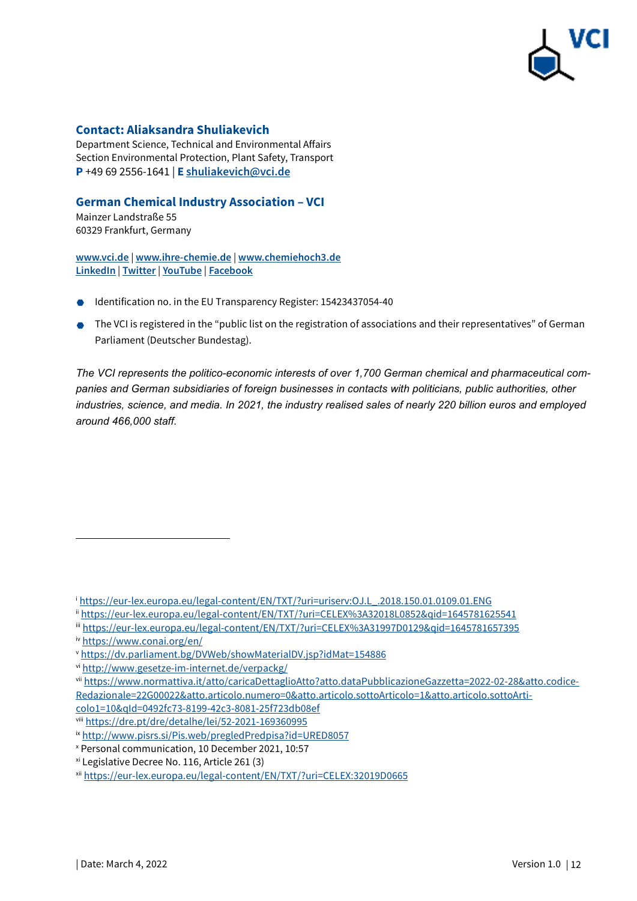**Contact: Aliaksandra Shuliakevich**
Department Science, Technical and Environmental Affairs
Section Environmental Protection, Plant Safety, Transport
**P** +49 69 2556-1641 | **E** shuliakevich@vci.de

**German Chemical Industry Association – VCI**
Mainzer Landstraße 55
60329 Frankfurt, Germany

www.vci.de | www.ihre-chemie.de | www.chemiehoch3.de
LinkedIn | Twitter | YouTube | Facebook

- Identification no. in the EU Transparency Register: 15423437054-40
- The VCI is registered in the "public list on the registration of associations and their representatives" of German Parliament (Deutscher Bundestag).

*The VCI represents the politico-economic interests of over 1,700 German chemical and pharmaceutical companies and German subsidiaries of foreign businesses in contacts with politicians, public authorities, other industries, science, and media. In 2021, the industry realised sales of nearly 220 billion euros and employed around 466,000 staff.*

---

[i] https://eur-lex.europa.eu/legal-content/EN/TXT/?uri=uriserv:OJ.L_.2018.150.01.0109.01.ENG
[ii] https://eur-lex.europa.eu/legal-content/EN/TXT/?uri=CELEX%3A32018L0852&qid=1645781625541
[iii] https://eur-lex.europa.eu/legal-content/EN/TXT/?uri=CELEX%3A31997D0129&qid=1645781657395
[iv] https://www.conai.org/en/
[v] https://dv.parliament.bg/DVWeb/showMaterialDV.jsp?idMat=154886
[vi] http://www.gesetze-im-internet.de/verpackg/
[vii] https://www.normattiva.it/atto/caricaDettaglioAtto?atto.dataPubblicazioneGazzetta=2022-02-28&atto.codiceRedazionale=22G00022&atto.articolo.numero=0&atto.articolo.sottoArticolo=1&atto.articolo.sottoArticolo1=10&qId=0492fc73-8199-42c3-8081-25f723db08ef
[viii] https://dre.pt/dre/detalhe/lei/52-2021-169360995
[ix] http://www.pisrs.si/Pis.web/pregledPredpisa?id=URED8057
[x] Personal communication, 10 December 2021, 10:57
[xi] Legislative Decree No. 116, Article 261 (3)
[xii] https://eur-lex.europa.eu/legal-content/EN/TXT/?uri=CELEX:32019D0665

| Date: March 4, 2022 Version 1.0